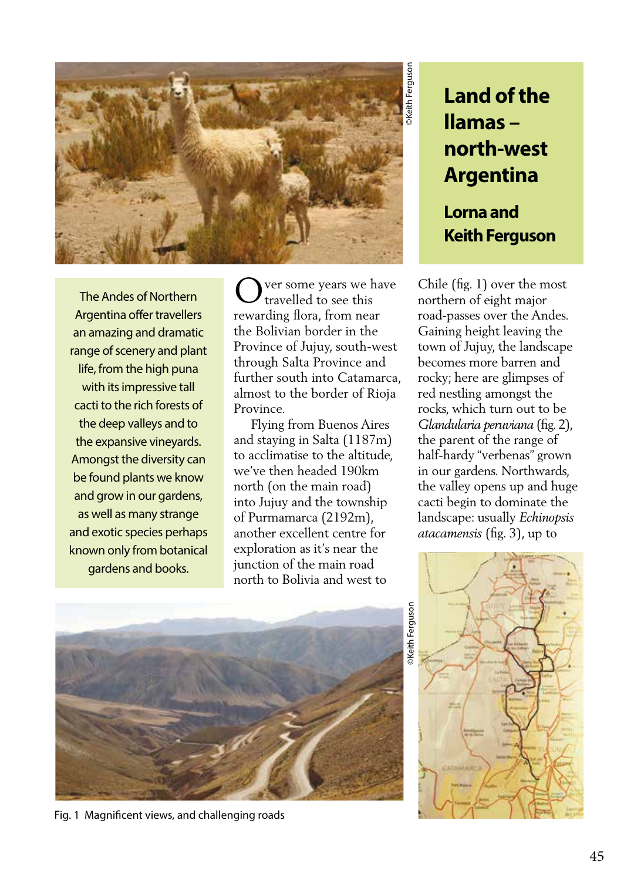# Land of the llamas – north-west Argentina

## Lorna and Keith Ferguson

The Andes of Northern Argentina offer travellers an amazing and dramatic range of scenery and plant life, from the high puna with its impressive tall cacti to the rich forests of the deep valleys and to the expansive vineyards. Amongst the diversity can be found plants we know and grow in our gardens, as well as many strange and exotic species perhaps known only from botanical gardens and books.

Over some years we have travelled to see this rewarding flora, from near the Bolivian border in the Province of Jujuy, south-west through Salta Province and further south into Catamarca, almost to the border of Rioja Province.

Flying from Buenos Aires and staying in Salta (1187m) to acclimatise to the altitude, we've then headed 190km north (on the main road) into Jujuy and the township of Purmamarca (2192m), another excellent centre for exploration as it's near the junction of the main road north to Bolivia and west to Chile (fig. 1) over the most northern of eight major road-passes over the Andes. Gaining height leaving the town of Jujuy, the landscape becomes more barren and rocky; here are glimpses of red nestling amongst the rocks, which turn out to be *Glandularia peruviana* (fig. 2), the parent of the range of half-hardy "verbenas" grown in our gardens. Northwards, the valley opens up and huge cacti begin to dominate the landscape: usually *Echinopsis atacamensis* (fig. 3), up to

©Keith Ferguson

©Keith Ferguson

Fig. 1 Magnificent views, and challenging roads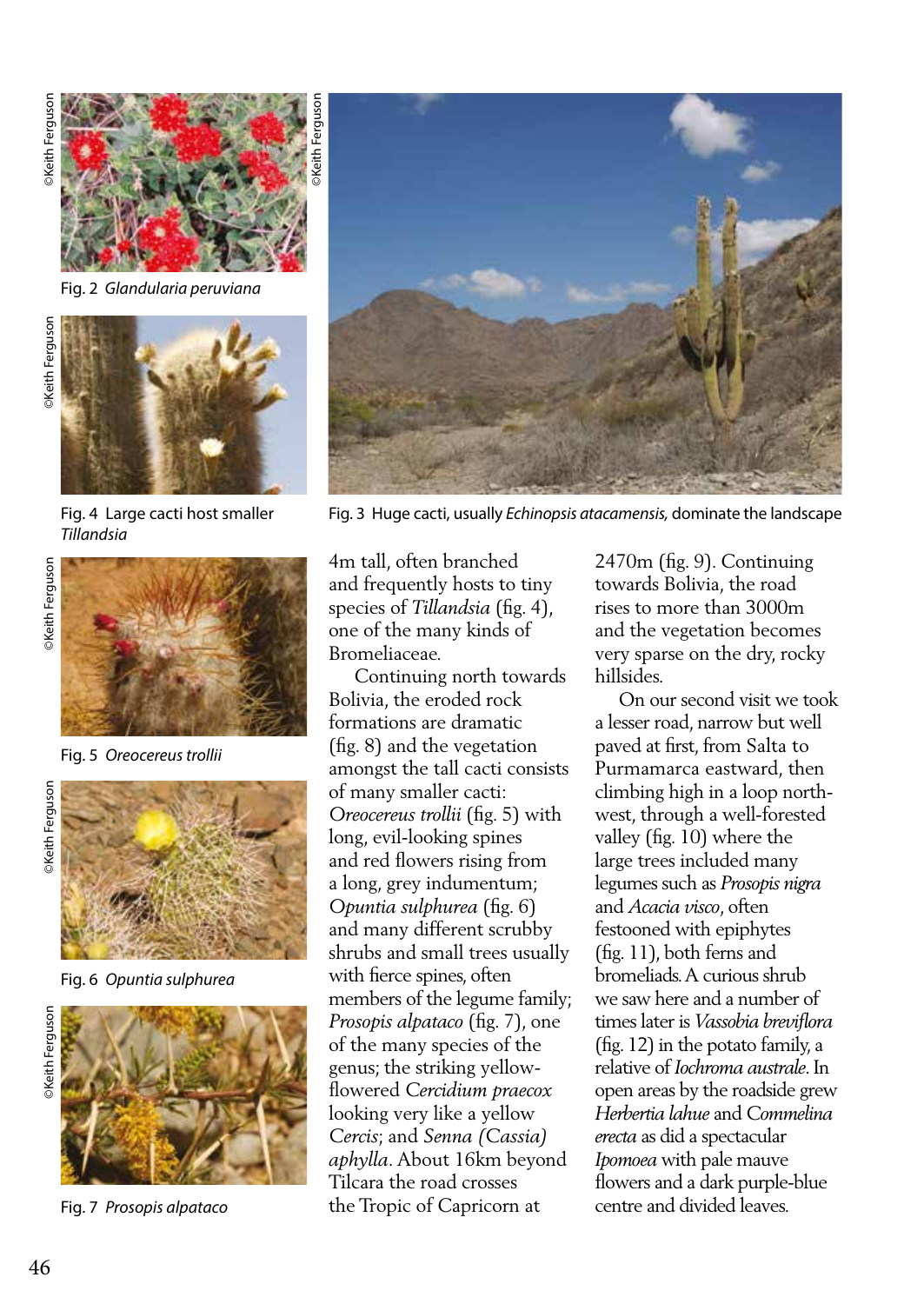©Keith Ferguson

Fig. 2 *Glandularia peruviana*

©Keith Ferguson

Fig. 3 Huge cacti, usually *Echinopsis atacamensis,* dominate the landscape

©Keith Ferguson

Fig. 4 Large cacti host smaller *Tillandsia*

©Keith Ferguson

Fig. 5 *Oreocereus trollii*

©Keith Ferguson

Fig. 6 *Opuntia sulphurea*

©Keith Ferguson

Fig. 7 *Prosopis alpataco*

4m tall, often branched and frequently hosts to tiny species of *Tillandsia* (fig. 4), one of the many kinds of Bromeliaceae.

Continuing north towards Bolivia, the eroded rock formations are dramatic (fig. 8) and the vegetation amongst the tall cacti consists of many smaller cacti: *Oreocereus trollii* (fig. 5) with long, evil-looking spines and red flowers rising from a long, grey indumentum; *Opuntia sulphurea* (fig. 6) and many different scrubby shrubs and small trees usually with fierce spines, often members of the legume family; *Prosopis alpataco* (fig. 7), one of the many species of the genus; the striking yellow-flowered *Cercidium praecox* looking very like a yellow *Cercis*; and *Senna (Cassia) aphylla*. About 16km beyond Tilcara the road crosses the Tropic of Capricorn at 2470m (fig. 9). Continuing towards Bolivia, the road rises to more than 3000m and the vegetation becomes very sparse on the dry, rocky hillsides.

On our second visit we took a lesser road, narrow but well paved at first, from Salta to Purmamarca eastward, then climbing high in a loop north-west, through a well-forested valley (fig. 10) where the large trees included many legumes such as *Prosopis nigra* and *Acacia visco*, often festooned with epiphytes (fig. 11), both ferns and bromeliads. A curious shrub we saw here and a number of times later is *Vassobia breviflora* (fig. 12) in the potato family, a relative of *Iochroma australe*. In open areas by the roadside grew *Herbertia lahue* and *Commelina erecta* as did a spectacular *Ipomoea* with pale mauve flowers and a dark purple-blue centre and divided leaves.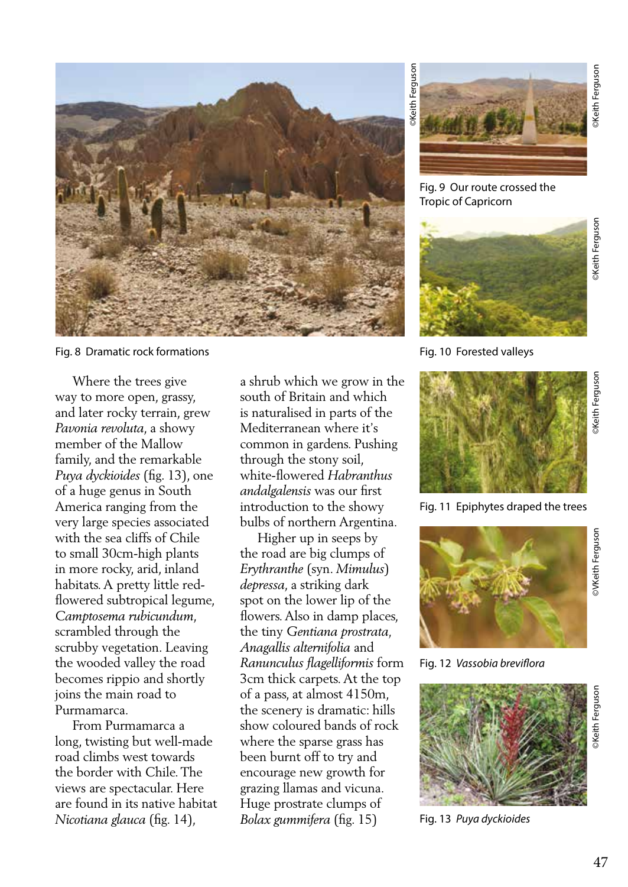Fig. 8 Dramatic rock formations

Fig. 9 Our route crossed the Tropic of Capricorn

Fig. 10 Forested valleys

Fig. 11 Epiphytes draped the trees

Fig. 12 *Vassobia breviflora*

Fig. 13 *Puya dyckioides*

Where the trees give way to more open, grassy, and later rocky terrain, grew *Pavonia revoluta*, a showy member of the Mallow family, and the remarkable *Puya dyckioides* (fig. 13), one of a huge genus in South America ranging from the very large species associated with the sea cliffs of Chile to small 30cm-high plants in more rocky, arid, inland habitats. A pretty little red-flowered subtropical legume, *Camptosema rubicundum*, scrambled through the scrubby vegetation. Leaving the wooded valley the road becomes rippio and shortly joins the main road to Purmamarca.

From Purmamarca a long, twisting but well-made road climbs west towards the border with Chile. The views are spectacular. Here are found in its native habitat *Nicotiana glauca* (fig. 14), a shrub which we grow in the south of Britain and which is naturalised in parts of the Mediterranean where it's common in gardens. Pushing through the stony soil, white-flowered *Habranthus andalgalensis* was our first introduction to the showy bulbs of northern Argentina.

Higher up in seeps by the road are big clumps of *Erythranthe* (syn. *Mimulus*) *depressa*, a striking dark spot on the lower lip of the flowers. Also in damp places, the tiny *Gentiana prostrata*, *Anagallis alternifolia* and *Ranunculus flagelliformis* form 3cm thick carpets. At the top of a pass, at almost 4150m, the scenery is dramatic: hills show coloured bands of rock where the sparse grass has been burnt off to try and encourage new growth for grazing llamas and vicuna. Huge prostrate clumps of *Bolax gummifera* (fig. 15)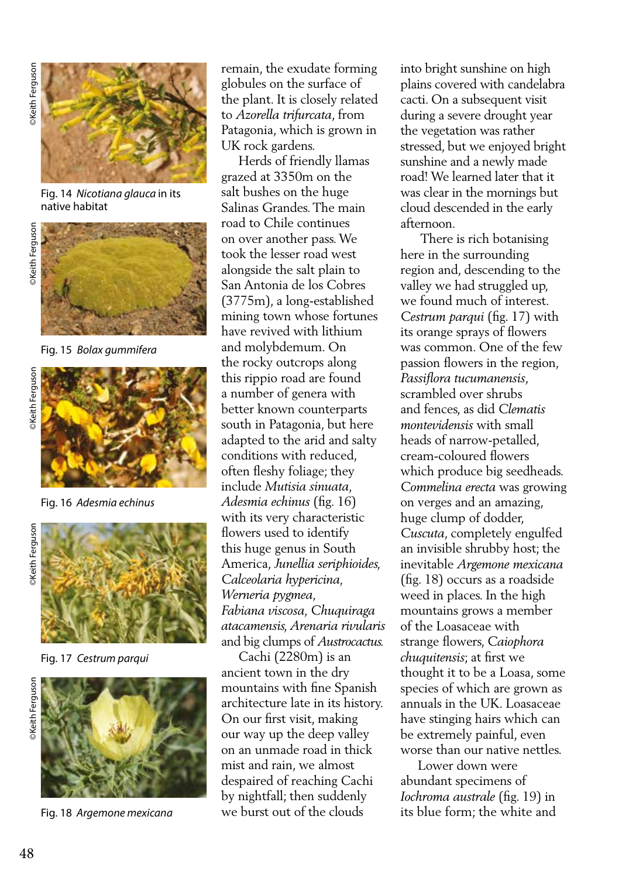Fig. 14 *Nicotiana glauca* in its native habitat

Fig. 15 *Bolax gummifera*

Fig. 16 *Adesmia echinus*

Fig. 17 *Cestrum parqui*

Fig. 18 *Argemone mexicana*

remain, the exudate forming globules on the surface of the plant. It is closely related to *Azorella trifurcata*, from Patagonia, which is grown in UK rock gardens.

Herds of friendly llamas grazed at 3350m on the salt bushes on the huge Salinas Grandes. The main road to Chile continues on over another pass. We took the lesser road west alongside the salt plain to San Antonia de los Cobres (3775m), a long-established mining town whose fortunes have revived with lithium and molybdemum. On the rocky outcrops along this rippio road are found a number of genera with better known counterparts south in Patagonia, but here adapted to the arid and salty conditions with reduced, often fleshy foliage; they include *Mutisia sinuata*, *Adesmia echinus* (fig. 16) with its very characteristic flowers used to identify this huge genus in South America, *Junellia seriphioides*, *Calceolaria hypericina*, *Werneria pygmea*, *Fabiana viscosa*, *Chuquiraga atacamensis*, *Arenaria rivularis* and big clumps of *Austrocactus*.

Cachi (2280m) is an ancient town in the dry mountains with fine Spanish architecture late in its history. On our first visit, making our way up the deep valley on an unmade road in thick mist and rain, we almost despaired of reaching Cachi by nightfall; then suddenly we burst out of the clouds into bright sunshine on high plains covered with candelabra cacti. On a subsequent visit during a severe drought year the vegetation was rather stressed, but we enjoyed bright sunshine and a newly made road! We learned later that it was clear in the mornings but cloud descended in the early afternoon.

There is rich botanising here in the surrounding region and, descending to the valley we had struggled up, we found much of interest. *Cestrum parqui* (fig. 17) with its orange sprays of flowers was common. One of the few passion flowers in the region, *Passiflora tucumanensis*, scrambled over shrubs and fences, as did *Clematis montevidensis* with small heads of narrow-petalled, cream-coloured flowers which produce big seedheads. *Commelina erecta* was growing on verges and an amazing, huge clump of dodder, *Cuscuta*, completely engulfed an invisible shrubby host; the inevitable *Argemone mexicana* (fig. 18) occurs as a roadside weed in places. In the high mountains grows a member of the Loasaceae with strange flowers, *Caiophora chuquitensis*; at first we thought it to be a Loasa, some species of which are grown as annuals in the UK. Loasaceae have stinging hairs which can be extremely painful, even worse than our native nettles.

Lower down were abundant specimens of *Iochroma australe* (fig. 19) in its blue form; the white and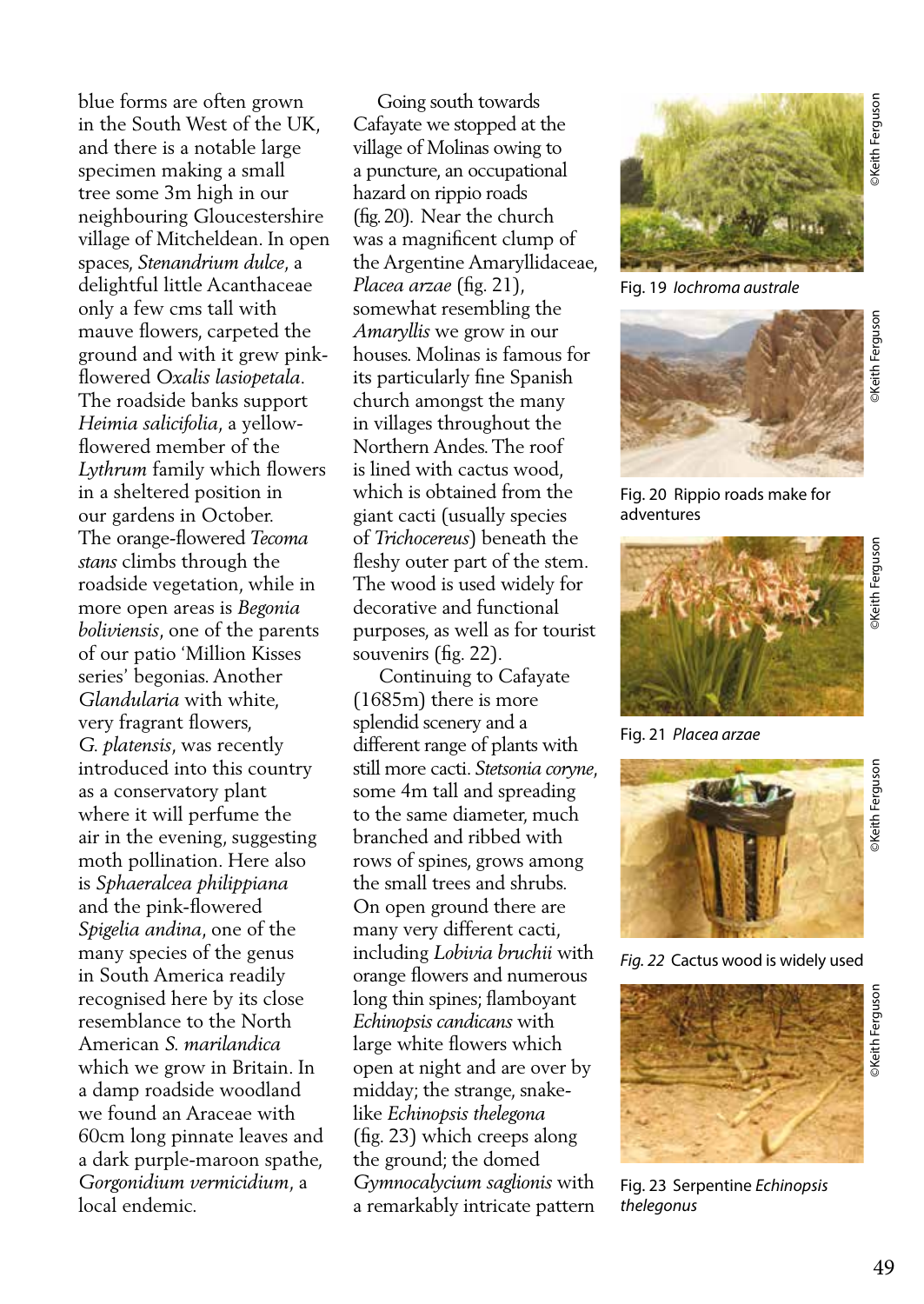blue forms are often grown in the South West of the UK, and there is a notable large specimen making a small tree some 3m high in our neighbouring Gloucestershire village of Mitcheldean. In open spaces, *Stenandrium dulce*, a delightful little Acanthaceae only a few cms tall with mauve flowers, carpeted the ground and with it grew pink-flowered *Oxalis lasiopetala*. The roadside banks support *Heimia salicifolia*, a yellow-flowered member of the *Lythrum* family which flowers in a sheltered position in our gardens in October. The orange-flowered *Tecoma stans* climbs through the roadside vegetation, while in more open areas is *Begonia boliviensis*, one of the parents of our patio 'Million Kisses series' begonias. Another *Glandularia* with white, very fragrant flowers, *G. platensis*, was recently introduced into this country as a conservatory plant where it will perfume the air in the evening, suggesting moth pollination. Here also is *Sphaeralcea philippiana* and the pink-flowered *Spigelia andina*, one of the many species of the genus in South America readily recognised here by its close resemblance to the North American *S. marilandica* which we grow in Britain. In a damp roadside woodland we found an Araceae with 60cm long pinnate leaves and a dark purple-maroon spathe, *Gorgonidium vermicidium*, a local endemic.

Going south towards Cafayate we stopped at the village of Molinas owing to a puncture, an occupational hazard on rippio roads (fig. 20). Near the church was a magnificent clump of the Argentine Amaryllidaceae, *Placea arzae* (fig. 21), somewhat resembling the *Amaryllis* we grow in our houses. Molinas is famous for its particularly fine Spanish church amongst the many in villages throughout the Northern Andes. The roof is lined with cactus wood, which is obtained from the giant cacti (usually species of *Trichocereus*) beneath the fleshy outer part of the stem. The wood is used widely for decorative and functional purposes, as well as for tourist souvenirs (fig. 22).

Continuing to Cafayate (1685m) there is more splendid scenery and a different range of plants with still more cacti. *Stetsonia coryne*, some 4m tall and spreading to the same diameter, much branched and ribbed with rows of spines, grows among the small trees and shrubs. On open ground there are many very different cacti, including *Lobivia bruchii* with orange flowers and numerous long thin spines; flamboyant *Echinopsis candicans* with large white flowers which open at night and are over by midday; the strange, snake-like *Echinopsis thelegona* (fig. 23) which creeps along the ground; the domed *Gymnocalycium saglionis* with a remarkably intricate pattern

Fig. 19 *Iochroma australe*

©Keith Ferguson

Fig. 20 Rippio roads make for adventures

©Keith Ferguson

Fig. 21 *Placea arzae*

©Keith Ferguson

*Fig. 22* Cactus wood is widely used

©Keith Ferguson

Fig. 23 Serpentine *Echinopsis thelegonus*

©Keith Ferguson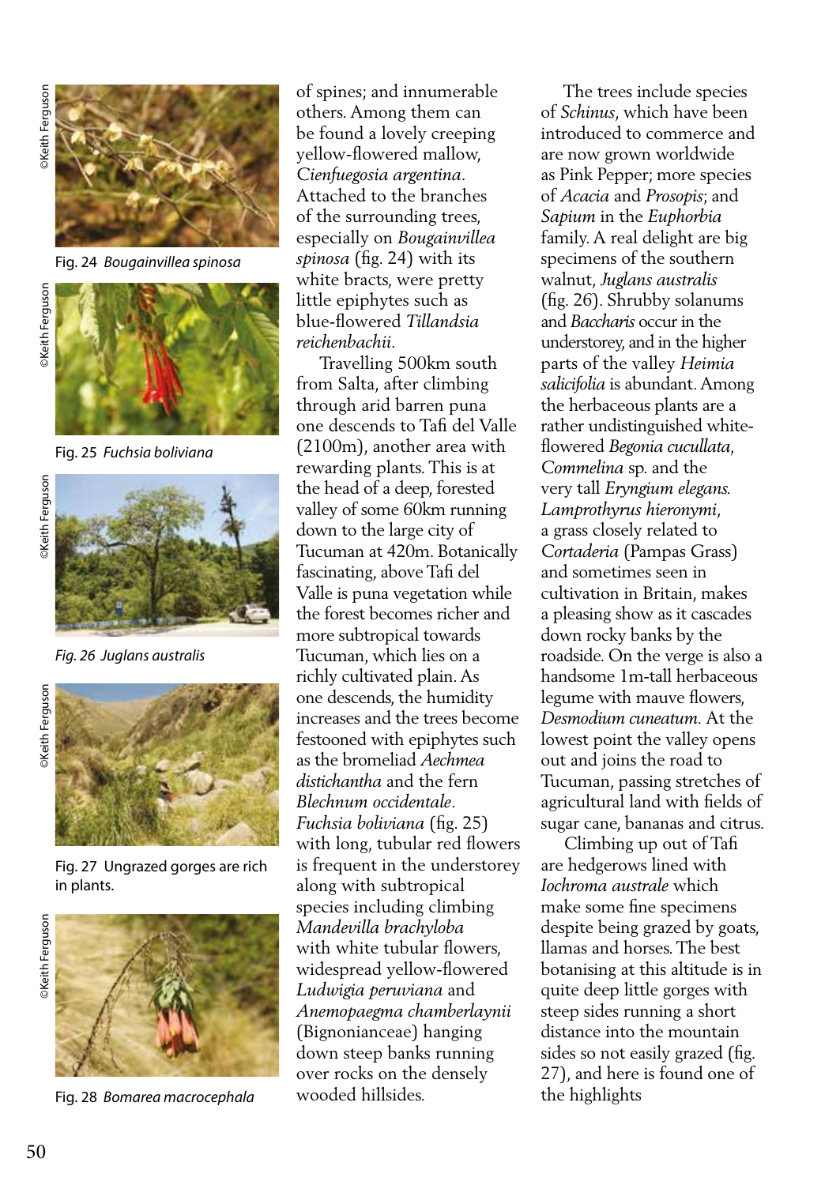Fig. 24 *Bougainvillea spinosa*

Fig. 25 *Fuchsia boliviana*

Fig. 26 *Juglans australis*

Fig. 27 Ungrazed gorges are rich in plants.

Fig. 28 *Bomarea macrocephala*

of spines; and innumerable others. Among them can be found a lovely creeping yellow-flowered mallow, *Cienfuegosia argentina*. Attached to the branches of the surrounding trees, especially on *Bougainvillea spinosa* (fig. 24) with its white bracts, were pretty little epiphytes such as blue-flowered *Tillandsia reichenbachii*.

Travelling 500km south from Salta, after climbing through arid barren puna one descends to Tafi del Valle (2100m), another area with rewarding plants. This is at the head of a deep, forested valley of some 60km running down to the large city of Tucuman at 420m. Botanically fascinating, above Tafi del Valle is puna vegetation while the forest becomes richer and more subtropical towards Tucuman, which lies on a richly cultivated plain. As one descends, the humidity increases and the trees become festooned with epiphytes such as the bromeliad *Aechmea distichantha* and the fern *Blechnum occidentale*. *Fuchsia boliviana* (fig. 25) with long, tubular red flowers is frequent in the understorey along with subtropical species including climbing *Mandevilla brachyloba* with white tubular flowers, widespread yellow-flowered *Ludwigia peruviana* and *Anemopaegma chamberlaynii* (Bignonianceae) hanging down steep banks running over rocks on the densely wooded hillsides.

The trees include species of *Schinus*, which have been introduced to commerce and are now grown worldwide as Pink Pepper; more species of *Acacia* and *Prosopis*; and *Sapium* in the *Euphorbia* family. A real delight are big specimens of the southern walnut, *Juglans australis* (fig. 26). Shrubby solanums and *Baccharis* occur in the understorey, and in the higher parts of the valley *Heimia salicifolia* is abundant. Among the herbaceous plants are a rather undistinguished white-flowered *Begonia cucullata*, *Commelina* sp. and the very tall *Eryngium elegans*. *Lamprothyrus hieronymi*, a grass closely related to *Cortaderia* (Pampas Grass) and sometimes seen in cultivation in Britain, makes a pleasing show as it cascades down rocky banks by the roadside. On the verge is also a handsome 1m-tall herbaceous legume with mauve flowers, *Desmodium cuneatum*. At the lowest point the valley opens out and joins the road to Tucuman, passing stretches of agricultural land with fields of sugar cane, bananas and citrus.

Climbing up out of Tafi are hedgerows lined with *Iochroma australe* which make some fine specimens despite being grazed by goats, llamas and horses. The best botanising at this altitude is in quite deep little gorges with steep sides running a short distance into the mountain sides so not easily grazed (fig. 27), and here is found one of the highlights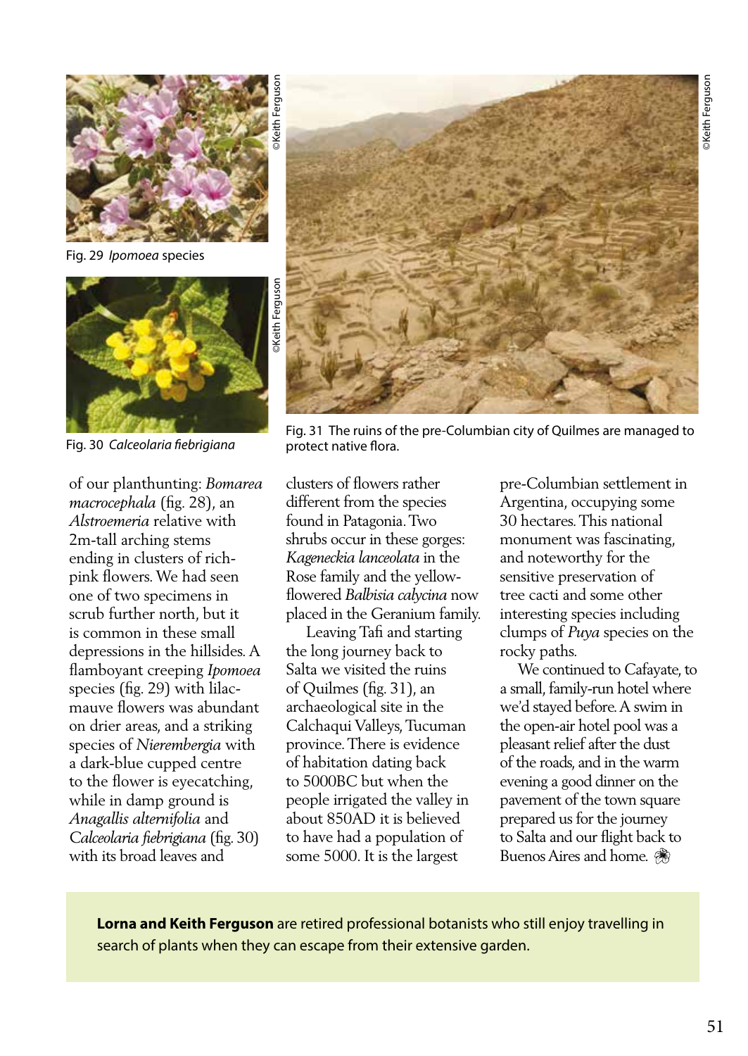Fig. 29 *Ipomoea* species

Fig. 30 *Calceolaria fiebrigiana*

Fig. 31 The ruins of the pre-Columbian city of Quilmes are managed to protect native flora.

of our planthunting: *Bomarea macrocephala* (fig. 28), an *Alstroemeria* relative with 2m-tall arching stems ending in clusters of rich-pink flowers. We had seen one of two specimens in scrub further north, but it is common in these small depressions in the hillsides. A flamboyant creeping *Ipomoea* species (fig. 29) with lilac-mauve flowers was abundant on drier areas, and a striking species of *Nierembergia* with a dark-blue cupped centre to the flower is eyecatching, while in damp ground is *Anagallis alternifolia* and *Calceolaria fiebrigiana* (fig. 30) with its broad leaves and clusters of flowers rather different from the species found in Patagonia. Two shrubs occur in these gorges: *Kageneckia lanceolata* in the Rose family and the yellow-flowered *Balbisia calycina* now placed in the Geranium family.

Leaving Tafi and starting the long journey back to Salta we visited the ruins of Quilmes (fig. 31), an archaeological site in the Calchaqui Valleys, Tucuman province. There is evidence of habitation dating back to 5000BC but when the people irrigated the valley in about 850AD it is believed to have had a population of some 5000. It is the largest pre-Columbian settlement in Argentina, occupying some 30 hectares. This national monument was fascinating, and noteworthy for the sensitive preservation of tree cacti and some other interesting species including clumps of *Puya* species on the rocky paths.

We continued to Cafayate, to a small, family-run hotel where we'd stayed before. A swim in the open-air hotel pool was a pleasant relief after the dust of the roads, and in the warm evening a good dinner on the pavement of the town square prepared us for the journey to Salta and our flight back to Buenos Aires and home.

**Lorna and Keith Ferguson** are retired professional botanists who still enjoy travelling in search of plants when they can escape from their extensive garden.